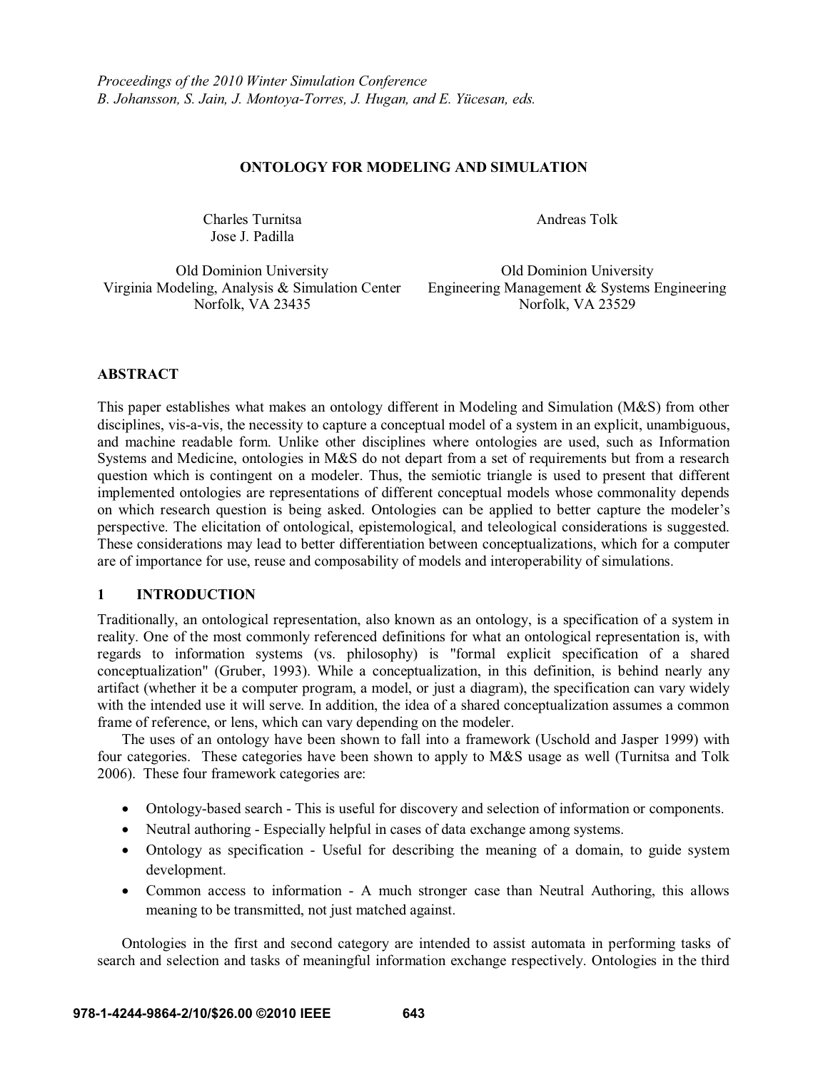*Proceedings of the 2010 Winter Simulation Conference*
*B. Johansson, S. Jain, J. Montoya-Torres, J. Hugan, and E. Yücesan, eds.*

# ONTOLOGY FOR MODELING AND SIMULATION

Charles Turnitsa
Jose J. Padilla

Old Dominion University
Virginia Modeling, Analysis & Simulation Center
Norfolk, VA 23435

Andreas Tolk

Old Dominion University
Engineering Management & Systems Engineering
Norfolk, VA 23529

## ABSTRACT

This paper establishes what makes an ontology different in Modeling and Simulation (M&S) from other disciplines, vis-a-vis, the necessity to capture a conceptual model of a system in an explicit, unambiguous, and machine readable form. Unlike other disciplines where ontologies are used, such as Information Systems and Medicine, ontologies in M&S do not depart from a set of requirements but from a research question which is contingent on a modeler. Thus, the semiotic triangle is used to present that different implemented ontologies are representations of different conceptual models whose commonality depends on which research question is being asked. Ontologies can be applied to better capture the modeler's perspective. The elicitation of ontological, epistemological, and teleological considerations is suggested. These considerations may lead to better differentiation between conceptualizations, which for a computer are of importance for use, reuse and composability of models and interoperability of simulations.

## 1 INTRODUCTION

Traditionally, an ontological representation, also known as an ontology, is a specification of a system in reality. One of the most commonly referenced definitions for what an ontological representation is, with regards to information systems (vs. philosophy) is "formal explicit specification of a shared conceptualization" (Gruber, 1993). While a conceptualization, in this definition, is behind nearly any artifact (whether it be a computer program, a model, or just a diagram), the specification can vary widely with the intended use it will serve. In addition, the idea of a shared conceptualization assumes a common frame of reference, or lens, which can vary depending on the modeler.

The uses of an ontology have been shown to fall into a framework (Uschold and Jasper 1999) with four categories. These categories have been shown to apply to M&S usage as well (Turnitsa and Tolk 2006). These four framework categories are:

- Ontology-based search - This is useful for discovery and selection of information or components.
- Neutral authoring - Especially helpful in cases of data exchange among systems.
- Ontology as specification - Useful for describing the meaning of a domain, to guide system development.
- Common access to information - A much stronger case than Neutral Authoring, this allows meaning to be transmitted, not just matched against.

Ontologies in the first and second category are intended to assist automata in performing tasks of search and selection and tasks of meaningful information exchange respectively. Ontologies in the third

978-1-4244-9864-2/10/$26.00 ©2010 IEEE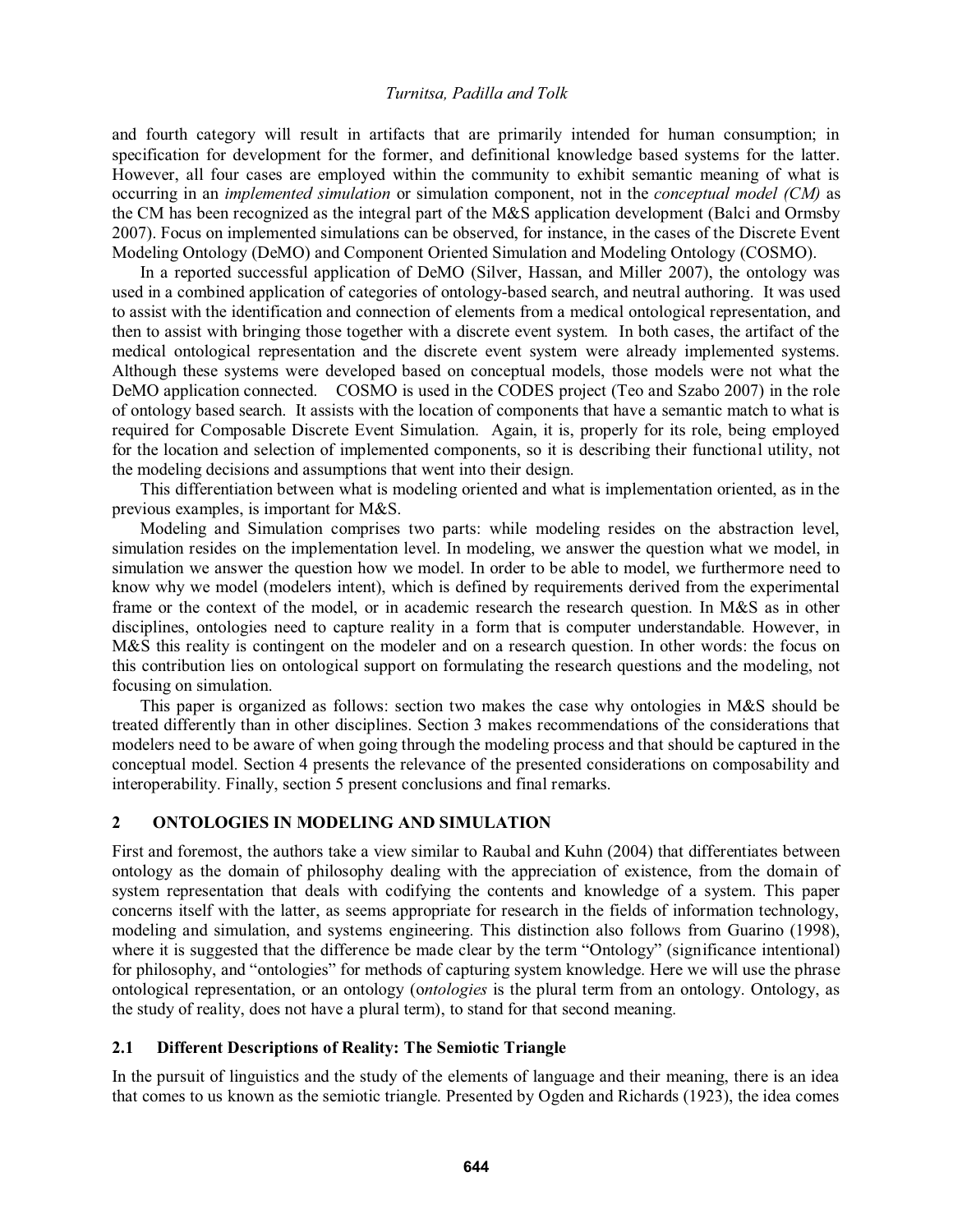and fourth category will result in artifacts that are primarily intended for human consumption; in specification for development for the former, and definitional knowledge based systems for the latter. However, all four cases are employed within the community to exhibit semantic meaning of what is occurring in an *implemented simulation* or simulation component, not in the *conceptual model (CM)* as the CM has been recognized as the integral part of the M&S application development (Balci and Ormsby 2007). Focus on implemented simulations can be observed, for instance, in the cases of the Discrete Event Modeling Ontology (DeMO) and Component Oriented Simulation and Modeling Ontology (COSMO).

In a reported successful application of DeMO (Silver, Hassan, and Miller 2007), the ontology was used in a combined application of categories of ontology-based search, and neutral authoring. It was used to assist with the identification and connection of elements from a medical ontological representation, and then to assist with bringing those together with a discrete event system. In both cases, the artifact of the medical ontological representation and the discrete event system were already implemented systems. Although these systems were developed based on conceptual models, those models were not what the DeMO application connected. COSMO is used in the CODES project (Teo and Szabo 2007) in the role of ontology based search. It assists with the location of components that have a semantic match to what is required for Composable Discrete Event Simulation. Again, it is, properly for its role, being employed for the location and selection of implemented components, so it is describing their functional utility, not the modeling decisions and assumptions that went into their design.

This differentiation between what is modeling oriented and what is implementation oriented, as in the previous examples, is important for M&S.

Modeling and Simulation comprises two parts: while modeling resides on the abstraction level, simulation resides on the implementation level. In modeling, we answer the question what we model, in simulation we answer the question how we model. In order to be able to model, we furthermore need to know why we model (modelers intent), which is defined by requirements derived from the experimental frame or the context of the model, or in academic research the research question. In M&S as in other disciplines, ontologies need to capture reality in a form that is computer understandable. However, in M&S this reality is contingent on the modeler and on a research question. In other words: the focus on this contribution lies on ontological support on formulating the research questions and the modeling, not focusing on simulation.

This paper is organized as follows: section two makes the case why ontologies in M&S should be treated differently than in other disciplines. Section 3 makes recommendations of the considerations that modelers need to be aware of when going through the modeling process and that should be captured in the conceptual model. Section 4 presents the relevance of the presented considerations on composability and interoperability. Finally, section 5 present conclusions and final remarks.

## 2 ONTOLOGIES IN MODELING AND SIMULATION

First and foremost, the authors take a view similar to Raubal and Kuhn (2004) that differentiates between ontology as the domain of philosophy dealing with the appreciation of existence, from the domain of system representation that deals with codifying the contents and knowledge of a system. This paper concerns itself with the latter, as seems appropriate for research in the fields of information technology, modeling and simulation, and systems engineering. This distinction also follows from Guarino (1998), where it is suggested that the difference be made clear by the term "Ontology" (significance intentional) for philosophy, and "ontologies" for methods of capturing system knowledge. Here we will use the phrase ontological representation, or an ontology (o*ntologies* is the plural term from an ontology. Ontology, as the study of reality, does not have a plural term), to stand for that second meaning.

### 2.1 Different Descriptions of Reality: The Semiotic Triangle

In the pursuit of linguistics and the study of the elements of language and their meaning, there is an idea that comes to us known as the semiotic triangle. Presented by Ogden and Richards (1923), the idea comes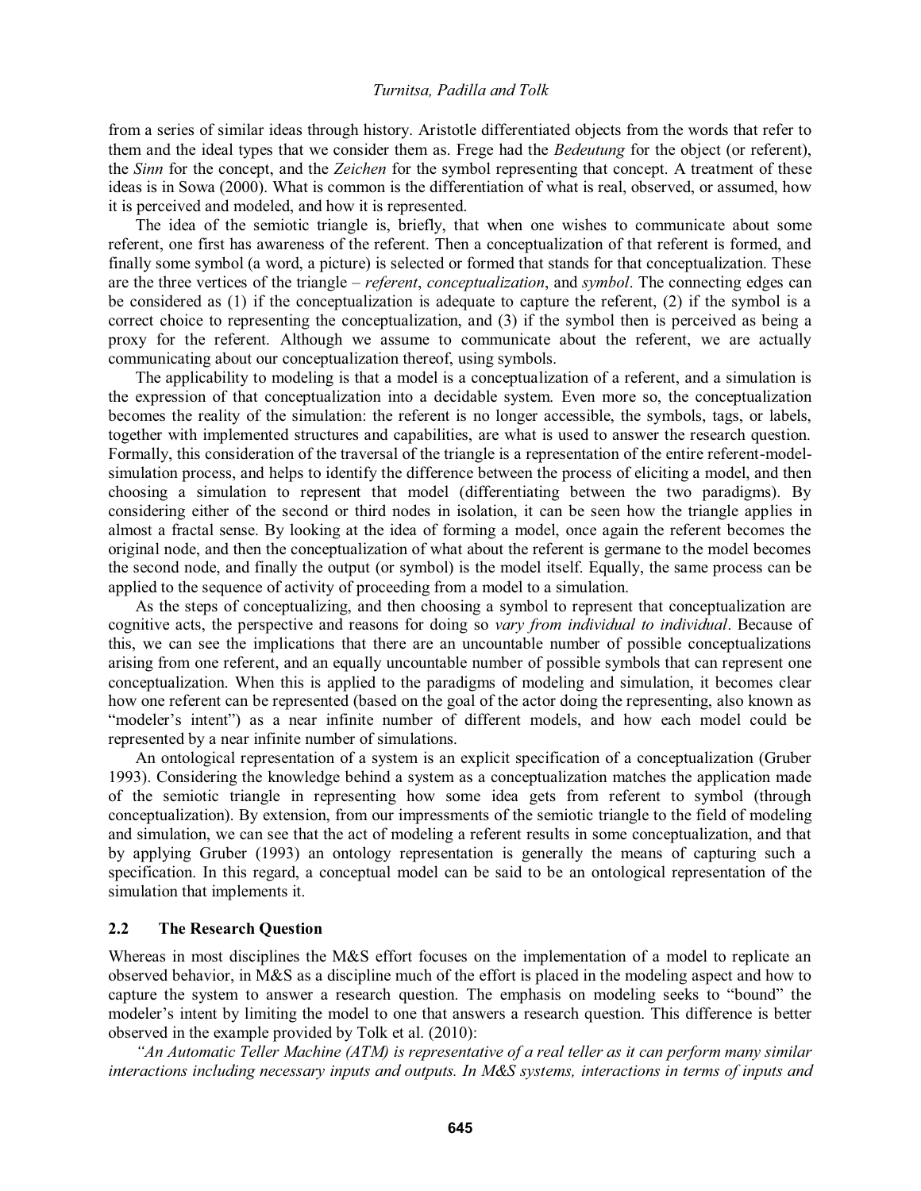from a series of similar ideas through history. Aristotle differentiated objects from the words that refer to them and the ideal types that we consider them as. Frege had the *Bedeutung* for the object (or referent), the *Sinn* for the concept, and the *Zeichen* for the symbol representing that concept. A treatment of these ideas is in Sowa (2000). What is common is the differentiation of what is real, observed, or assumed, how it is perceived and modeled, and how it is represented.

The idea of the semiotic triangle is, briefly, that when one wishes to communicate about some referent, one first has awareness of the referent. Then a conceptualization of that referent is formed, and finally some symbol (a word, a picture) is selected or formed that stands for that conceptualization. These are the three vertices of the triangle – *referent*, *conceptualization*, and *symbol*. The connecting edges can be considered as (1) if the conceptualization is adequate to capture the referent, (2) if the symbol is a correct choice to representing the conceptualization, and (3) if the symbol then is perceived as being a proxy for the referent. Although we assume to communicate about the referent, we are actually communicating about our conceptualization thereof, using symbols.

The applicability to modeling is that a model is a conceptualization of a referent, and a simulation is the expression of that conceptualization into a decidable system. Even more so, the conceptualization becomes the reality of the simulation: the referent is no longer accessible, the symbols, tags, or labels, together with implemented structures and capabilities, are what is used to answer the research question. Formally, this consideration of the traversal of the triangle is a representation of the entire referent-model-simulation process, and helps to identify the difference between the process of eliciting a model, and then choosing a simulation to represent that model (differentiating between the two paradigms). By considering either of the second or third nodes in isolation, it can be seen how the triangle applies in almost a fractal sense. By looking at the idea of forming a model, once again the referent becomes the original node, and then the conceptualization of what about the referent is germane to the model becomes the second node, and finally the output (or symbol) is the model itself. Equally, the same process can be applied to the sequence of activity of proceeding from a model to a simulation.

As the steps of conceptualizing, and then choosing a symbol to represent that conceptualization are cognitive acts, the perspective and reasons for doing so *vary from individual to individual*. Because of this, we can see the implications that there are an uncountable number of possible conceptualizations arising from one referent, and an equally uncountable number of possible symbols that can represent one conceptualization. When this is applied to the paradigms of modeling and simulation, it becomes clear how one referent can be represented (based on the goal of the actor doing the representing, also known as "modeler's intent") as a near infinite number of different models, and how each model could be represented by a near infinite number of simulations.

An ontological representation of a system is an explicit specification of a conceptualization (Gruber 1993). Considering the knowledge behind a system as a conceptualization matches the application made of the semiotic triangle in representing how some idea gets from referent to symbol (through conceptualization). By extension, from our impressments of the semiotic triangle to the field of modeling and simulation, we can see that the act of modeling a referent results in some conceptualization, and that by applying Gruber (1993) an ontology representation is generally the means of capturing such a specification. In this regard, a conceptual model can be said to be an ontological representation of the simulation that implements it.

## 2.2 The Research Question

Whereas in most disciplines the M&S effort focuses on the implementation of a model to replicate an observed behavior, in M&S as a discipline much of the effort is placed in the modeling aspect and how to capture the system to answer a research question. The emphasis on modeling seeks to "bound" the modeler's intent by limiting the model to one that answers a research question. This difference is better observed in the example provided by Tolk et al. (2010):

*"An Automatic Teller Machine (ATM) is representative of a real teller as it can perform many similar interactions including necessary inputs and outputs. In M&S systems, interactions in terms of inputs and*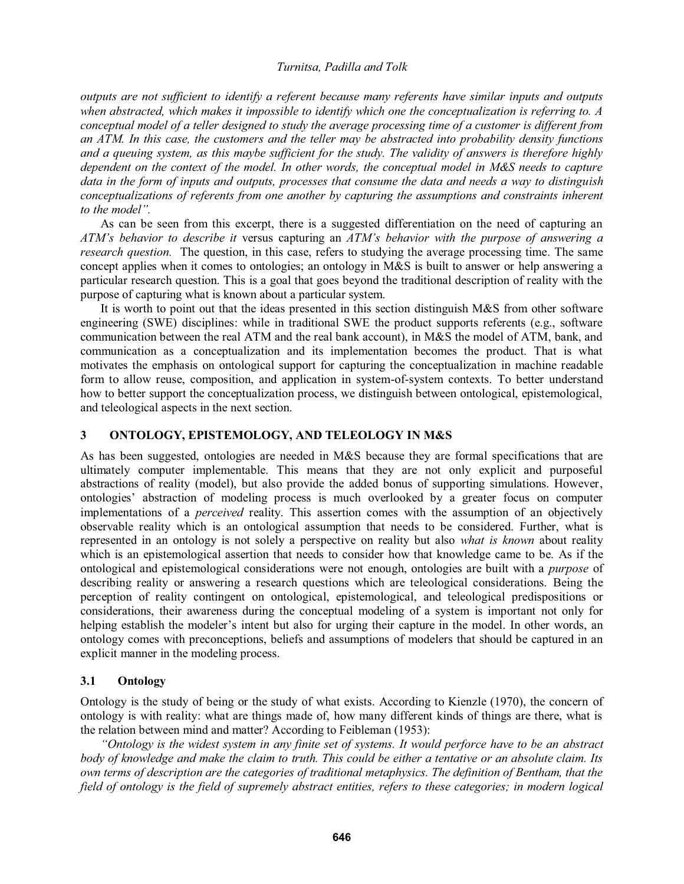*outputs are not sufficient to identify a referent because many referents have similar inputs and outputs when abstracted, which makes it impossible to identify which one the conceptualization is referring to. A conceptual model of a teller designed to study the average processing time of a customer is different from an ATM. In this case, the customers and the teller may be abstracted into probability density functions and a queuing system, as this maybe sufficient for the study. The validity of answers is therefore highly dependent on the context of the model. In other words, the conceptual model in M&S needs to capture data in the form of inputs and outputs, processes that consume the data and needs a way to distinguish conceptualizations of referents from one another by capturing the assumptions and constraints inherent to the model".*

As can be seen from this excerpt, there is a suggested differentiation on the need of capturing an *ATM's behavior to describe it* versus capturing an *ATM's behavior with the purpose of answering a research question.* The question, in this case, refers to studying the average processing time. The same concept applies when it comes to ontologies; an ontology in M&S is built to answer or help answering a particular research question. This is a goal that goes beyond the traditional description of reality with the purpose of capturing what is known about a particular system.

It is worth to point out that the ideas presented in this section distinguish M&S from other software engineering (SWE) disciplines: while in traditional SWE the product supports referents (e.g., software communication between the real ATM and the real bank account), in M&S the model of ATM, bank, and communication as a conceptualization and its implementation becomes the product. That is what motivates the emphasis on ontological support for capturing the conceptualization in machine readable form to allow reuse, composition, and application in system-of-system contexts. To better understand how to better support the conceptualization process, we distinguish between ontological, epistemological, and teleological aspects in the next section.

## 3 ONTOLOGY, EPISTEMOLOGY, AND TELEOLOGY IN M&S

As has been suggested, ontologies are needed in M&S because they are formal specifications that are ultimately computer implementable. This means that they are not only explicit and purposeful abstractions of reality (model), but also provide the added bonus of supporting simulations. However, ontologies' abstraction of modeling process is much overlooked by a greater focus on computer implementations of a *perceived* reality. This assertion comes with the assumption of an objectively observable reality which is an ontological assumption that needs to be considered. Further, what is represented in an ontology is not solely a perspective on reality but also *what is known* about reality which is an epistemological assertion that needs to consider how that knowledge came to be. As if the ontological and epistemological considerations were not enough, ontologies are built with a *purpose* of describing reality or answering a research questions which are teleological considerations. Being the perception of reality contingent on ontological, epistemological, and teleological predispositions or considerations, their awareness during the conceptual modeling of a system is important not only for helping establish the modeler's intent but also for urging their capture in the model. In other words, an ontology comes with preconceptions, beliefs and assumptions of modelers that should be captured in an explicit manner in the modeling process.

### 3.1 Ontology

Ontology is the study of being or the study of what exists. According to Kienzle (1970), the concern of ontology is with reality: what are things made of, how many different kinds of things are there, what is the relation between mind and matter? According to Feibleman (1953):

*"Ontology is the widest system in any finite set of systems. It would perforce have to be an abstract body of knowledge and make the claim to truth. This could be either a tentative or an absolute claim. Its own terms of description are the categories of traditional metaphysics. The definition of Bentham, that the field of ontology is the field of supremely abstract entities, refers to these categories; in modern logical*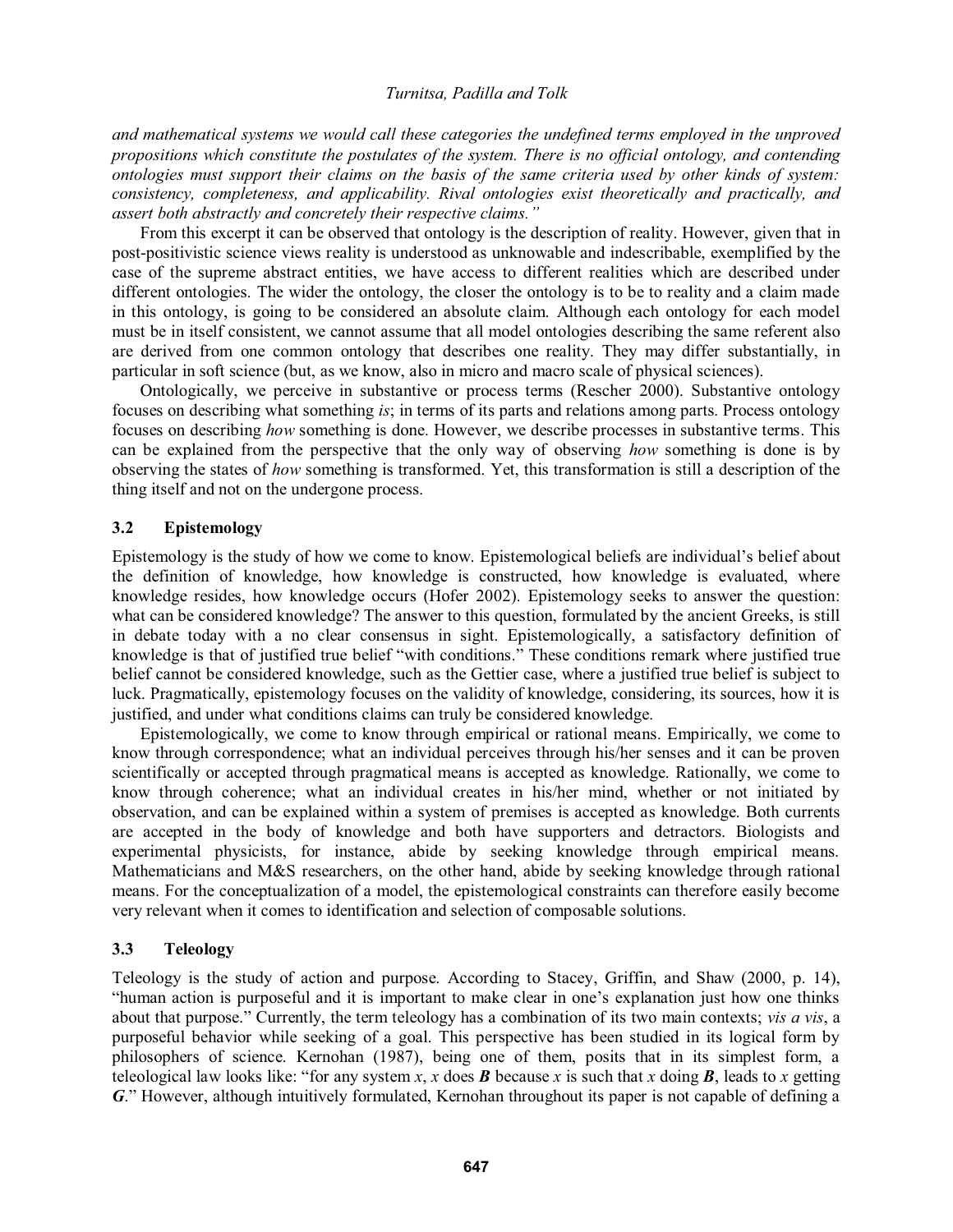*and mathematical systems we would call these categories the undefined terms employed in the unproved propositions which constitute the postulates of the system. There is no official ontology, and contending ontologies must support their claims on the basis of the same criteria used by other kinds of system: consistency, completeness, and applicability. Rival ontologies exist theoretically and practically, and assert both abstractly and concretely their respective claims."*

From this excerpt it can be observed that ontology is the description of reality. However, given that in post-positivistic science views reality is understood as unknowable and indescribable, exemplified by the case of the supreme abstract entities, we have access to different realities which are described under different ontologies. The wider the ontology, the closer the ontology is to be to reality and a claim made in this ontology, is going to be considered an absolute claim. Although each ontology for each model must be in itself consistent, we cannot assume that all model ontologies describing the same referent also are derived from one common ontology that describes one reality. They may differ substantially, in particular in soft science (but, as we know, also in micro and macro scale of physical sciences).

Ontologically, we perceive in substantive or process terms (Rescher 2000). Substantive ontology focuses on describing what something *is*; in terms of its parts and relations among parts. Process ontology focuses on describing *how* something is done. However, we describe processes in substantive terms. This can be explained from the perspective that the only way of observing *how* something is done is by observing the states of *how* something is transformed. Yet, this transformation is still a description of the thing itself and not on the undergone process.

### 3.2 Epistemology

Epistemology is the study of how we come to know. Epistemological beliefs are individual's belief about the definition of knowledge, how knowledge is constructed, how knowledge is evaluated, where knowledge resides, how knowledge occurs (Hofer 2002). Epistemology seeks to answer the question: what can be considered knowledge? The answer to this question, formulated by the ancient Greeks, is still in debate today with a no clear consensus in sight. Epistemologically, a satisfactory definition of knowledge is that of justified true belief "with conditions." These conditions remark where justified true belief cannot be considered knowledge, such as the Gettier case, where a justified true belief is subject to luck. Pragmatically, epistemology focuses on the validity of knowledge, considering, its sources, how it is justified, and under what conditions claims can truly be considered knowledge.

Epistemologically, we come to know through empirical or rational means. Empirically, we come to know through correspondence; what an individual perceives through his/her senses and it can be proven scientifically or accepted through pragmatical means is accepted as knowledge. Rationally, we come to know through coherence; what an individual creates in his/her mind, whether or not initiated by observation, and can be explained within a system of premises is accepted as knowledge. Both currents are accepted in the body of knowledge and both have supporters and detractors. Biologists and experimental physicists, for instance, abide by seeking knowledge through empirical means. Mathematicians and M&S researchers, on the other hand, abide by seeking knowledge through rational means. For the conceptualization of a model, the epistemological constraints can therefore easily become very relevant when it comes to identification and selection of composable solutions.

### 3.3 Teleology

Teleology is the study of action and purpose. According to Stacey, Griffin, and Shaw (2000, p. 14), "human action is purposeful and it is important to make clear in one's explanation just how one thinks about that purpose." Currently, the term teleology has a combination of its two main contexts; *vis a vis*, a purposeful behavior while seeking of a goal. This perspective has been studied in its logical form by philosophers of science. Kernohan (1987), being one of them, posits that in its simplest form, a teleological law looks like: "for any system *x*, *x* does ***B*** because *x* is such that *x* doing ***B***, leads to *x* getting ***G***." However, although intuitively formulated, Kernohan throughout its paper is not capable of defining a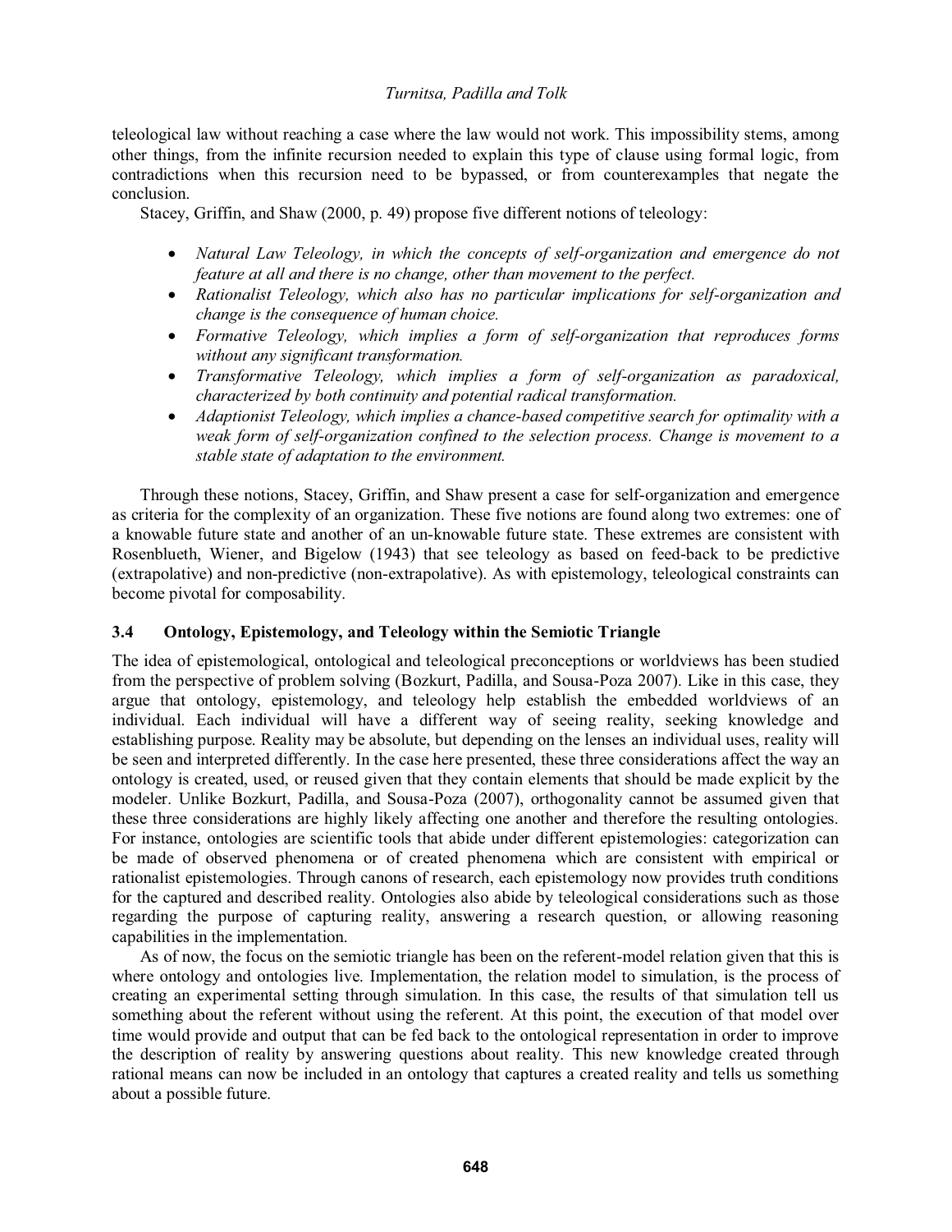teleological law without reaching a case where the law would not work. This impossibility stems, among other things, from the infinite recursion needed to explain this type of clause using formal logic, from contradictions when this recursion need to be bypassed, or from counterexamples that negate the conclusion.

Stacey, Griffin, and Shaw (2000, p. 49) propose five different notions of teleology:

- *Natural Law Teleology, in which the concepts of self-organization and emergence do not feature at all and there is no change, other than movement to the perfect.*
- *Rationalist Teleology, which also has no particular implications for self-organization and change is the consequence of human choice.*
- *Formative Teleology, which implies a form of self-organization that reproduces forms without any significant transformation.*
- *Transformative Teleology, which implies a form of self-organization as paradoxical, characterized by both continuity and potential radical transformation.*
- *Adaptionist Teleology, which implies a chance-based competitive search for optimality with a weak form of self-organization confined to the selection process. Change is movement to a stable state of adaptation to the environment.*

Through these notions, Stacey, Griffin, and Shaw present a case for self-organization and emergence as criteria for the complexity of an organization. These five notions are found along two extremes: one of a knowable future state and another of an un-knowable future state. These extremes are consistent with Rosenblueth, Wiener, and Bigelow (1943) that see teleology as based on feed-back to be predictive (extrapolative) and non-predictive (non-extrapolative). As with epistemology, teleological constraints can become pivotal for composability.

### 3.4 Ontology, Epistemology, and Teleology within the Semiotic Triangle

The idea of epistemological, ontological and teleological preconceptions or worldviews has been studied from the perspective of problem solving (Bozkurt, Padilla, and Sousa-Poza 2007). Like in this case, they argue that ontology, epistemology, and teleology help establish the embedded worldviews of an individual. Each individual will have a different way of seeing reality, seeking knowledge and establishing purpose. Reality may be absolute, but depending on the lenses an individual uses, reality will be seen and interpreted differently. In the case here presented, these three considerations affect the way an ontology is created, used, or reused given that they contain elements that should be made explicit by the modeler. Unlike Bozkurt, Padilla, and Sousa-Poza (2007), orthogonality cannot be assumed given that these three considerations are highly likely affecting one another and therefore the resulting ontologies. For instance, ontologies are scientific tools that abide under different epistemologies: categorization can be made of observed phenomena or of created phenomena which are consistent with empirical or rationalist epistemologies. Through canons of research, each epistemology now provides truth conditions for the captured and described reality. Ontologies also abide by teleological considerations such as those regarding the purpose of capturing reality, answering a research question, or allowing reasoning capabilities in the implementation.

As of now, the focus on the semiotic triangle has been on the referent-model relation given that this is where ontology and ontologies live. Implementation, the relation model to simulation, is the process of creating an experimental setting through simulation. In this case, the results of that simulation tell us something about the referent without using the referent. At this point, the execution of that model over time would provide and output that can be fed back to the ontological representation in order to improve the description of reality by answering questions about reality. This new knowledge created through rational means can now be included in an ontology that captures a created reality and tells us something about a possible future.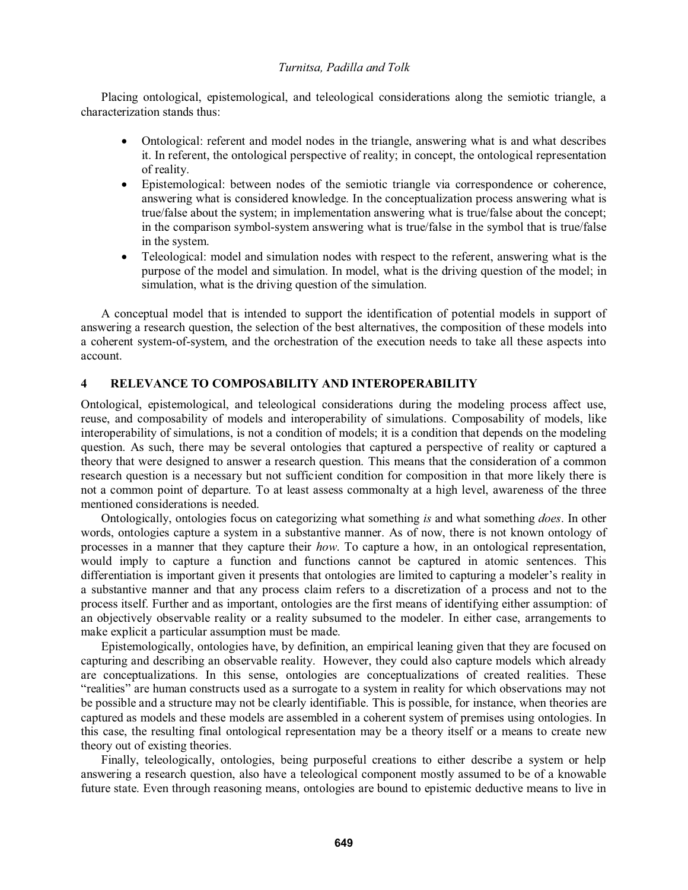Placing ontological, epistemological, and teleological considerations along the semiotic triangle, a characterization stands thus:

- Ontological: referent and model nodes in the triangle, answering what is and what describes it. In referent, the ontological perspective of reality; in concept, the ontological representation of reality.
- Epistemological: between nodes of the semiotic triangle via correspondence or coherence, answering what is considered knowledge. In the conceptualization process answering what is true/false about the system; in implementation answering what is true/false about the concept; in the comparison symbol-system answering what is true/false in the symbol that is true/false in the system.
- Teleological: model and simulation nodes with respect to the referent, answering what is the purpose of the model and simulation. In model, what is the driving question of the model; in simulation, what is the driving question of the simulation.

A conceptual model that is intended to support the identification of potential models in support of answering a research question, the selection of the best alternatives, the composition of these models into a coherent system-of-system, and the orchestration of the execution needs to take all these aspects into account.

## 4 RELEVANCE TO COMPOSABILITY AND INTEROPERABILITY

Ontological, epistemological, and teleological considerations during the modeling process affect use, reuse, and composability of models and interoperability of simulations. Composability of models, like interoperability of simulations, is not a condition of models; it is a condition that depends on the modeling question. As such, there may be several ontologies that captured a perspective of reality or captured a theory that were designed to answer a research question. This means that the consideration of a common research question is a necessary but not sufficient condition for composition in that more likely there is not a common point of departure. To at least assess commonalty at a high level, awareness of the three mentioned considerations is needed.

Ontologically, ontologies focus on categorizing what something *is* and what something *does*. In other words, ontologies capture a system in a substantive manner. As of now, there is not known ontology of processes in a manner that they capture their *how*. To capture a how, in an ontological representation, would imply to capture a function and functions cannot be captured in atomic sentences. This differentiation is important given it presents that ontologies are limited to capturing a modeler's reality in a substantive manner and that any process claim refers to a discretization of a process and not to the process itself. Further and as important, ontologies are the first means of identifying either assumption: of an objectively observable reality or a reality subsumed to the modeler. In either case, arrangements to make explicit a particular assumption must be made.

Epistemologically, ontologies have, by definition, an empirical leaning given that they are focused on capturing and describing an observable reality. However, they could also capture models which already are conceptualizations. In this sense, ontologies are conceptualizations of created realities. These "realities" are human constructs used as a surrogate to a system in reality for which observations may not be possible and a structure may not be clearly identifiable. This is possible, for instance, when theories are captured as models and these models are assembled in a coherent system of premises using ontologies. In this case, the resulting final ontological representation may be a theory itself or a means to create new theory out of existing theories.

Finally, teleologically, ontologies, being purposeful creations to either describe a system or help answering a research question, also have a teleological component mostly assumed to be of a knowable future state. Even through reasoning means, ontologies are bound to epistemic deductive means to live in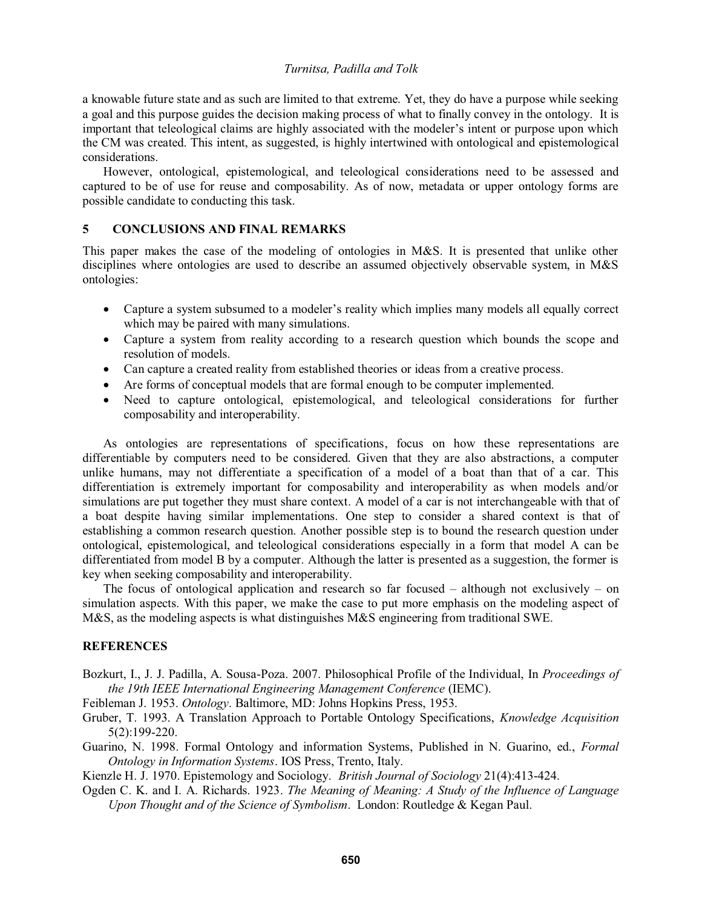a knowable future state and as such are limited to that extreme. Yet, they do have a purpose while seeking a goal and this purpose guides the decision making process of what to finally convey in the ontology. It is important that teleological claims are highly associated with the modeler's intent or purpose upon which the CM was created. This intent, as suggested, is highly intertwined with ontological and epistemological considerations.

However, ontological, epistemological, and teleological considerations need to be assessed and captured to be of use for reuse and composability. As of now, metadata or upper ontology forms are possible candidate to conducting this task.

## 5 CONCLUSIONS AND FINAL REMARKS

This paper makes the case of the modeling of ontologies in M&S. It is presented that unlike other disciplines where ontologies are used to describe an assumed objectively observable system, in M&S ontologies:

- Capture a system subsumed to a modeler's reality which implies many models all equally correct which may be paired with many simulations.
- Capture a system from reality according to a research question which bounds the scope and resolution of models.
- Can capture a created reality from established theories or ideas from a creative process.
- Are forms of conceptual models that are formal enough to be computer implemented.
- Need to capture ontological, epistemological, and teleological considerations for further composability and interoperability.

As ontologies are representations of specifications, focus on how these representations are differentiable by computers need to be considered. Given that they are also abstractions, a computer unlike humans, may not differentiate a specification of a model of a boat than that of a car. This differentiation is extremely important for composability and interoperability as when models and/or simulations are put together they must share context. A model of a car is not interchangeable with that of a boat despite having similar implementations. One step to consider a shared context is that of establishing a common research question. Another possible step is to bound the research question under ontological, epistemological, and teleological considerations especially in a form that model A can be differentiated from model B by a computer. Although the latter is presented as a suggestion, the former is key when seeking composability and interoperability.

The focus of ontological application and research so far focused – although not exclusively – on simulation aspects. With this paper, we make the case to put more emphasis on the modeling aspect of M&S, as the modeling aspects is what distinguishes M&S engineering from traditional SWE.

## REFERENCES

Bozkurt, I., J. J. Padilla, A. Sousa-Poza. 2007. Philosophical Profile of the Individual, In *Proceedings of the 19th IEEE International Engineering Management Conference* (IEMC).

Feibleman J. 1953. *Ontology*. Baltimore, MD: Johns Hopkins Press, 1953.

Gruber, T. 1993. A Translation Approach to Portable Ontology Specifications, *Knowledge Acquisition* 5(2):199-220.

Guarino, N. 1998. Formal Ontology and information Systems, Published in N. Guarino, ed., *Formal Ontology in Information Systems*. IOS Press, Trento, Italy.

Kienzle H. J. 1970. Epistemology and Sociology. *British Journal of Sociology* 21(4):413-424.

Ogden C. K. and I. A. Richards. 1923. *The Meaning of Meaning: A Study of the Influence of Language Upon Thought and of the Science of Symbolism*. London: Routledge & Kegan Paul.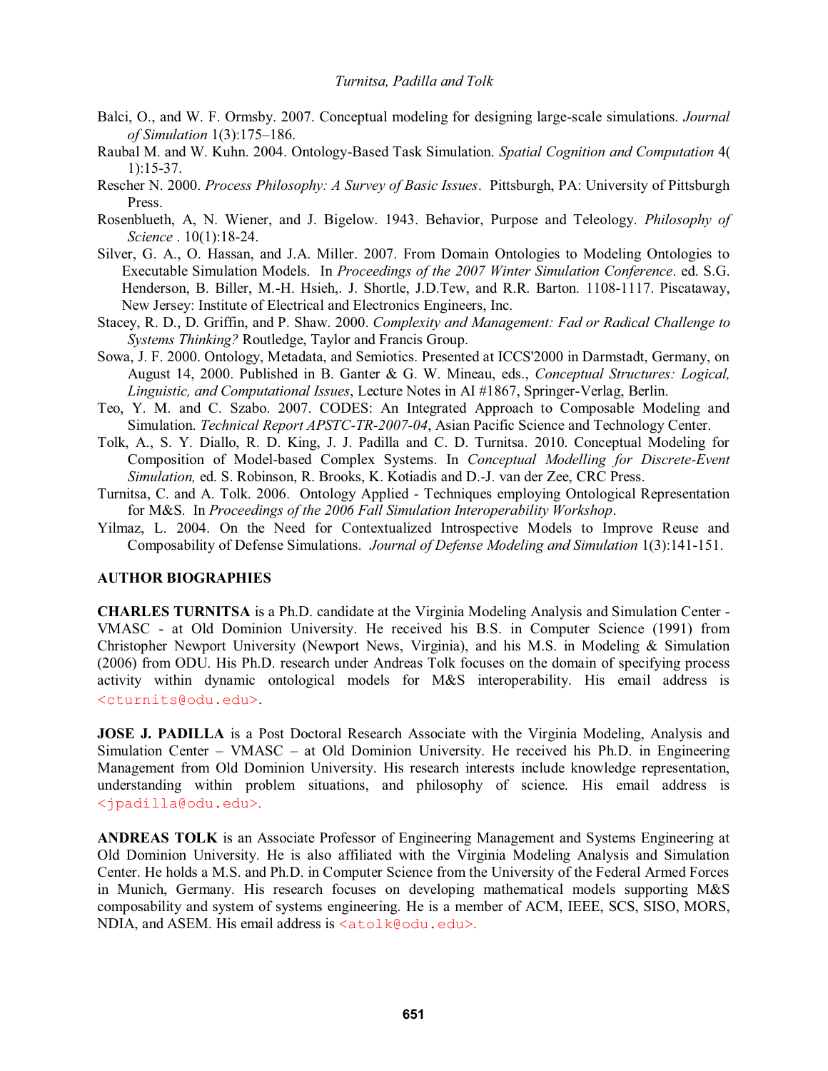Balci, O., and W. F. Ormsby. 2007. Conceptual modeling for designing large-scale simulations. *Journal of Simulation* 1(3):175–186.

Raubal M. and W. Kuhn. 2004. Ontology-Based Task Simulation. *Spatial Cognition and Computation* 4( 1):15-37.

Rescher N. 2000. *Process Philosophy: A Survey of Basic Issues*. Pittsburgh, PA: University of Pittsburgh Press.

Rosenblueth, A, N. Wiener, and J. Bigelow. 1943. Behavior, Purpose and Teleology. *Philosophy of Science* . 10(1):18-24.

Silver, G. A., O. Hassan, and J.A. Miller. 2007. From Domain Ontologies to Modeling Ontologies to Executable Simulation Models. In *Proceedings of the 2007 Winter Simulation Conference*. ed. S.G. Henderson, B. Biller, M.-H. Hsieh,. J. Shortle, J.D.Tew, and R.R. Barton. 1108-1117. Piscataway, New Jersey: Institute of Electrical and Electronics Engineers, Inc.

Stacey, R. D., D. Griffin, and P. Shaw. 2000. *Complexity and Management: Fad or Radical Challenge to Systems Thinking?* Routledge, Taylor and Francis Group.

Sowa, J. F. 2000. Ontology, Metadata, and Semiotics. Presented at ICCS'2000 in Darmstadt, Germany, on August 14, 2000. Published in B. Ganter & G. W. Mineau, eds., *Conceptual Structures: Logical, Linguistic, and Computational Issues*, Lecture Notes in AI #1867, Springer-Verlag, Berlin.

Teo, Y. M. and C. Szabo. 2007. CODES: An Integrated Approach to Composable Modeling and Simulation. *Technical Report APSTC-TR-2007-04*, Asian Pacific Science and Technology Center.

Tolk, A., S. Y. Diallo, R. D. King, J. J. Padilla and C. D. Turnitsa. 2010. Conceptual Modeling for Composition of Model-based Complex Systems. In *Conceptual Modelling for Discrete-Event Simulation,* ed. S. Robinson, R. Brooks, K. Kotiadis and D.-J. van der Zee, CRC Press.

Turnitsa, C. and A. Tolk. 2006. Ontology Applied - Techniques employing Ontological Representation for M&S. In *Proceedings of the 2006 Fall Simulation Interoperability Workshop*.

Yilmaz, L. 2004. On the Need for Contextualized Introspective Models to Improve Reuse and Composability of Defense Simulations. *Journal of Defense Modeling and Simulation* 1(3):141-151.

## AUTHOR BIOGRAPHIES

**CHARLES TURNITSA** is a Ph.D. candidate at the Virginia Modeling Analysis and Simulation Center - VMASC - at Old Dominion University. He received his B.S. in Computer Science (1991) from Christopher Newport University (Newport News, Virginia), and his M.S. in Modeling & Simulation (2006) from ODU. His Ph.D. research under Andreas Tolk focuses on the domain of specifying process activity within dynamic ontological models for M&S interoperability. His email address is <cturnits@odu.edu>.

**JOSE J. PADILLA** is a Post Doctoral Research Associate with the Virginia Modeling, Analysis and Simulation Center – VMASC – at Old Dominion University. He received his Ph.D. in Engineering Management from Old Dominion University. His research interests include knowledge representation, understanding within problem situations, and philosophy of science. His email address is <jpadilla@odu.edu>.

**ANDREAS TOLK** is an Associate Professor of Engineering Management and Systems Engineering at Old Dominion University. He is also affiliated with the Virginia Modeling Analysis and Simulation Center. He holds a M.S. and Ph.D. in Computer Science from the University of the Federal Armed Forces in Munich, Germany. His research focuses on developing mathematical models supporting M&S composability and system of systems engineering. He is a member of ACM, IEEE, SCS, SISO, MORS, NDIA, and ASEM. His email address is <atolk@odu.edu>.